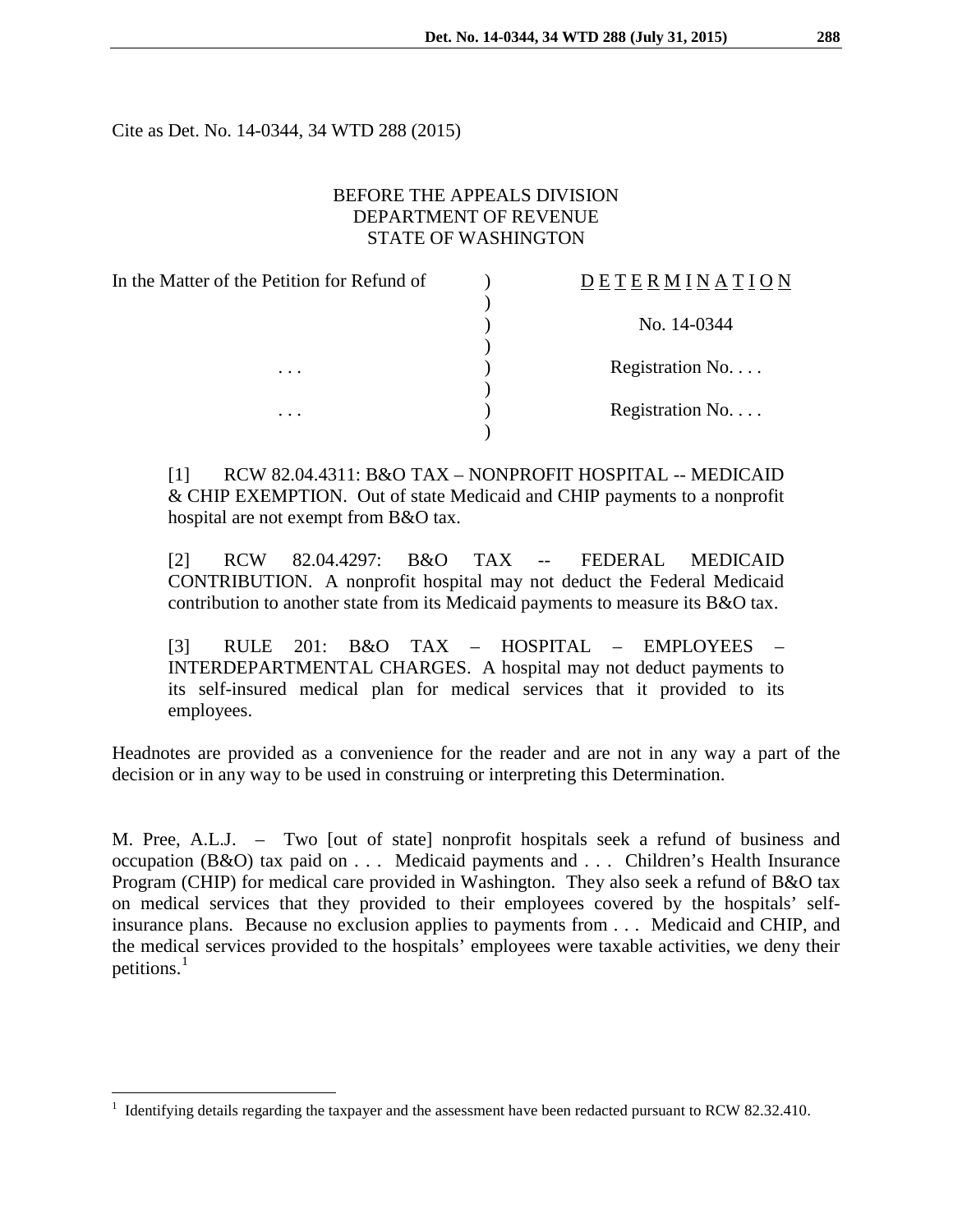Cite as Det. No. 14-0344, 34 WTD 288 (2015)

BEFORE THE APPEALS DIVISION
DEPARTMENT OF REVENUE
STATE OF WASHINGTON

| In the Matter of the Petition for Refund of | ) | DETERMINATION |
|---|---|---|
| | ) | |
| | ) | No. 14-0344 |
| | ) | |
| . . . | ) | Registration No. . . . |
| | ) | |
| . . . | ) | Registration No. . . . |
| | ) | |

[1] RCW 82.04.4311: B&O TAX – NONPROFIT HOSPITAL -- MEDICAID & CHIP EXEMPTION. Out of state Medicaid and CHIP payments to a nonprofit hospital are not exempt from B&O tax.

[2] RCW 82.04.4297: B&O TAX -- FEDERAL MEDICAID CONTRIBUTION. A nonprofit hospital may not deduct the Federal Medicaid contribution to another state from its Medicaid payments to measure its B&O tax.

[3] RULE 201: B&O TAX – HOSPITAL – EMPLOYEES – INTERDEPARTMENTAL CHARGES. A hospital may not deduct payments to its self-insured medical plan for medical services that it provided to its employees.

Headnotes are provided as a convenience for the reader and are not in any way a part of the decision or in any way to be used in construing or interpreting this Determination.

M. Pree, A.L.J. – Two [out of state] nonprofit hospitals seek a refund of business and occupation (B&O) tax paid on . . . Medicaid payments and . . . Children's Health Insurance Program (CHIP) for medical care provided in Washington. They also seek a refund of B&O tax on medical services that they provided to their employees covered by the hospitals' self-insurance plans. Because no exclusion applies to payments from . . . Medicaid and CHIP, and the medical services provided to the hospitals' employees were taxable activities, we deny their petitions.[1]

[1] Identifying details regarding the taxpayer and the assessment have been redacted pursuant to RCW 82.32.410.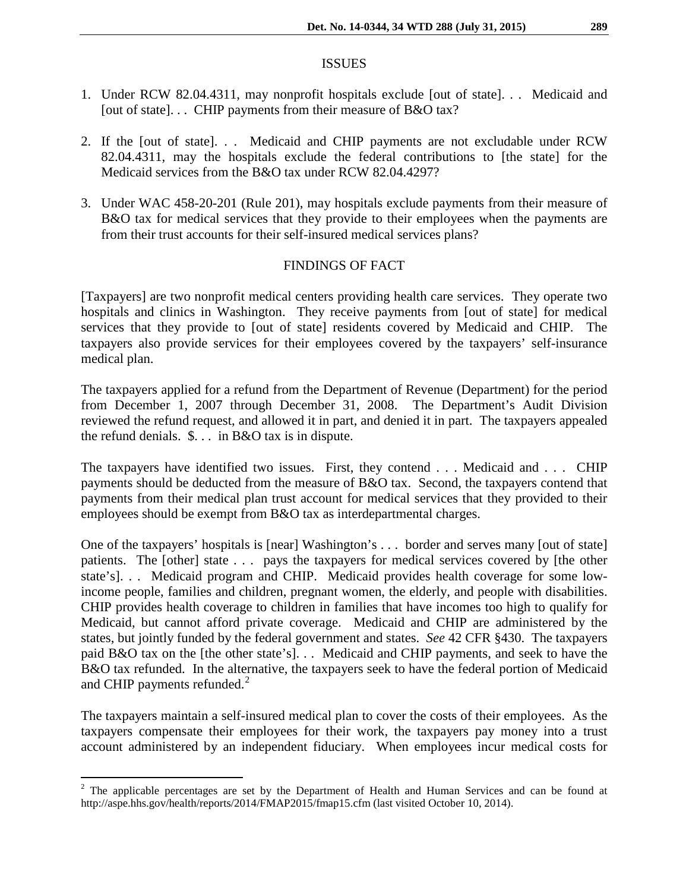## ISSUES

1. Under RCW 82.04.4311, may nonprofit hospitals exclude [out of state]. . . Medicaid and [out of state]. . . CHIP payments from their measure of B&O tax?

2. If the [out of state]. . . Medicaid and CHIP payments are not excludable under RCW 82.04.4311, may the hospitals exclude the federal contributions to [the state] for the Medicaid services from the B&O tax under RCW 82.04.4297?

3. Under WAC 458-20-201 (Rule 201), may hospitals exclude payments from their measure of B&O tax for medical services that they provide to their employees when the payments are from their trust accounts for their self-insured medical services plans?

## FINDINGS OF FACT

[Taxpayers] are two nonprofit medical centers providing health care services. They operate two hospitals and clinics in Washington. They receive payments from [out of state] for medical services that they provide to [out of state] residents covered by Medicaid and CHIP. The taxpayers also provide services for their employees covered by the taxpayers' self-insurance medical plan.

The taxpayers applied for a refund from the Department of Revenue (Department) for the period from December 1, 2007 through December 31, 2008. The Department's Audit Division reviewed the refund request, and allowed it in part, and denied it in part. The taxpayers appealed the refund denials. $. . . in B&O tax is in dispute.

The taxpayers have identified two issues. First, they contend . . . Medicaid and . . . CHIP payments should be deducted from the measure of B&O tax. Second, the taxpayers contend that payments from their medical plan trust account for medical services that they provided to their employees should be exempt from B&O tax as interdepartmental charges.

One of the taxpayers' hospitals is [near] Washington's . . . border and serves many [out of state] patients. The [other] state . . . pays the taxpayers for medical services covered by [the other state's]. . . Medicaid program and CHIP. Medicaid provides health coverage for some low-income people, families and children, pregnant women, the elderly, and people with disabilities. CHIP provides health coverage to children in families that have incomes too high to qualify for Medicaid, but cannot afford private coverage. Medicaid and CHIP are administered by the states, but jointly funded by the federal government and states. *See* 42 CFR §430. The taxpayers paid B&O tax on the [the other state's]. . . Medicaid and CHIP payments, and seek to have the B&O tax refunded. In the alternative, the taxpayers seek to have the federal portion of Medicaid and CHIP payments refunded.[2]

The taxpayers maintain a self-insured medical plan to cover the costs of their employees. As the taxpayers compensate their employees for their work, the taxpayers pay money into a trust account administered by an independent fiduciary. When employees incur medical costs for

[2] The applicable percentages are set by the Department of Health and Human Services and can be found at http://aspe.hhs.gov/health/reports/2014/FMAP2015/fmap15.cfm (last visited October 10, 2014).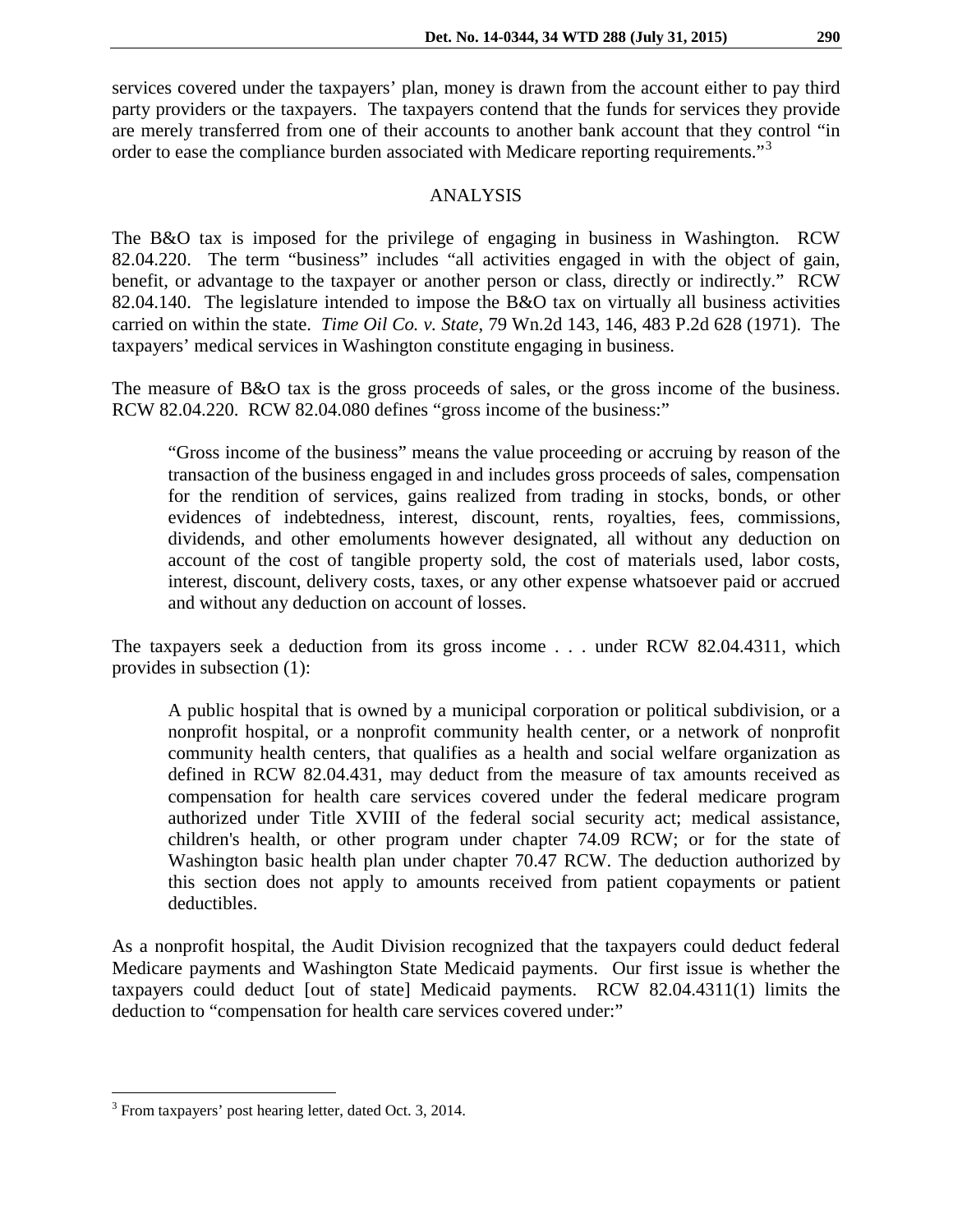services covered under the taxpayers' plan, money is drawn from the account either to pay third party providers or the taxpayers. The taxpayers contend that the funds for services they provide are merely transferred from one of their accounts to another bank account that they control "in order to ease the compliance burden associated with Medicare reporting requirements."[3]

## ANALYSIS

The B&O tax is imposed for the privilege of engaging in business in Washington. RCW 82.04.220. The term "business" includes "all activities engaged in with the object of gain, benefit, or advantage to the taxpayer or another person or class, directly or indirectly." RCW 82.04.140. The legislature intended to impose the B&O tax on virtually all business activities carried on within the state. *Time Oil Co. v. State*, 79 Wn.2d 143, 146, 483 P.2d 628 (1971). The taxpayers' medical services in Washington constitute engaging in business.

The measure of B&O tax is the gross proceeds of sales, or the gross income of the business. RCW 82.04.220. RCW 82.04.080 defines "gross income of the business:"

> "Gross income of the business" means the value proceeding or accruing by reason of the transaction of the business engaged in and includes gross proceeds of sales, compensation for the rendition of services, gains realized from trading in stocks, bonds, or other evidences of indebtedness, interest, discount, rents, royalties, fees, commissions, dividends, and other emoluments however designated, all without any deduction on account of the cost of tangible property sold, the cost of materials used, labor costs, interest, discount, delivery costs, taxes, or any other expense whatsoever paid or accrued and without any deduction on account of losses.

The taxpayers seek a deduction from its gross income . . . under RCW 82.04.4311, which provides in subsection (1):

> A public hospital that is owned by a municipal corporation or political subdivision, or a nonprofit hospital, or a nonprofit community health center, or a network of nonprofit community health centers, that qualifies as a health and social welfare organization as defined in RCW 82.04.431, may deduct from the measure of tax amounts received as compensation for health care services covered under the federal medicare program authorized under Title XVIII of the federal social security act; medical assistance, children's health, or other program under chapter 74.09 RCW; or for the state of Washington basic health plan under chapter 70.47 RCW. The deduction authorized by this section does not apply to amounts received from patient copayments or patient deductibles.

As a nonprofit hospital, the Audit Division recognized that the taxpayers could deduct federal Medicare payments and Washington State Medicaid payments. Our first issue is whether the taxpayers could deduct [out of state] Medicaid payments. RCW 82.04.4311(1) limits the deduction to "compensation for health care services covered under:"

---

[3] From taxpayers' post hearing letter, dated Oct. 3, 2014.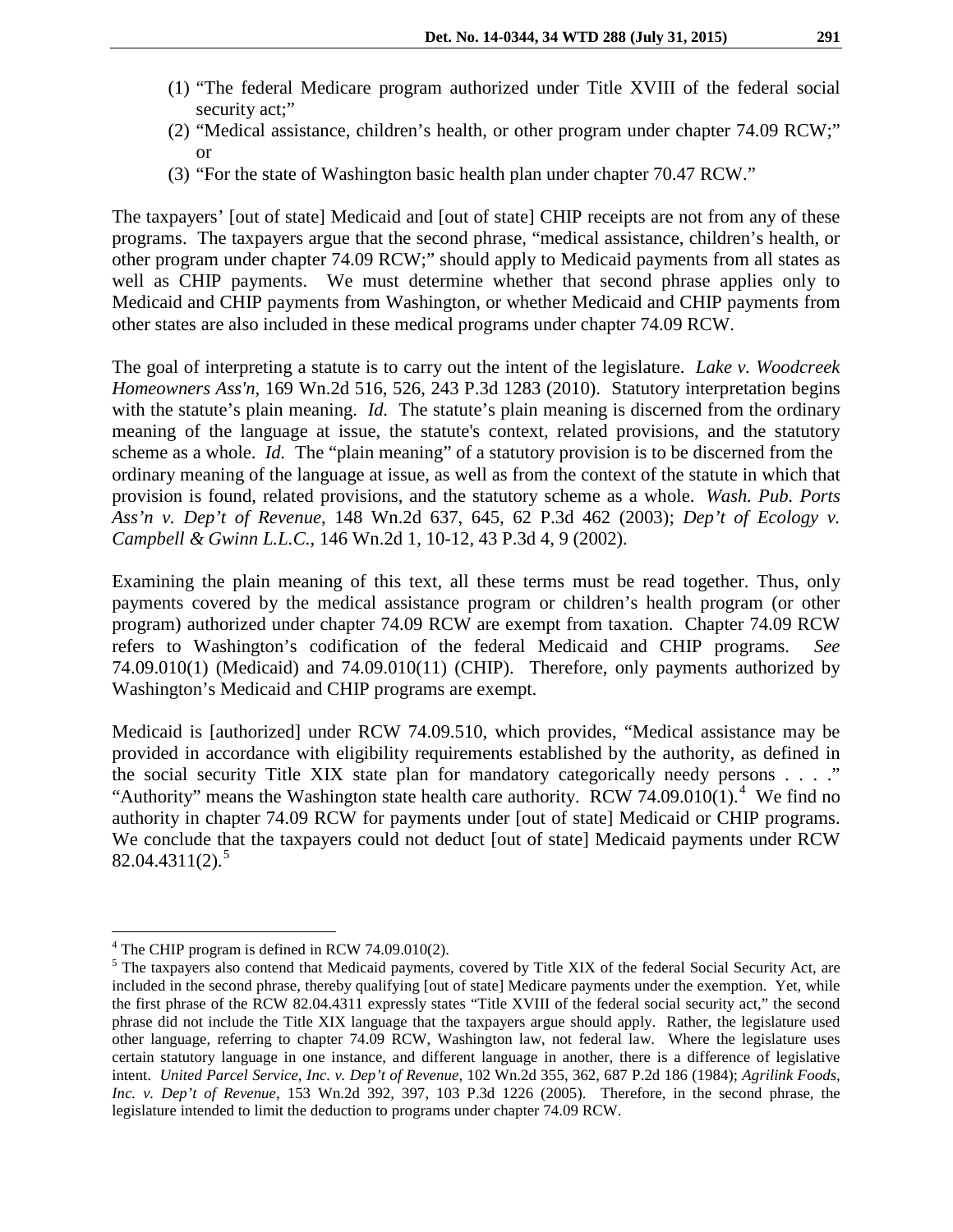(1) "The federal Medicare program authorized under Title XVIII of the federal social security act;"
(2) "Medical assistance, children's health, or other program under chapter 74.09 RCW;" or
(3) "For the state of Washington basic health plan under chapter 70.47 RCW."

The taxpayers' [out of state] Medicaid and [out of state] CHIP receipts are not from any of these programs. The taxpayers argue that the second phrase, "medical assistance, children's health, or other program under chapter 74.09 RCW;" should apply to Medicaid payments from all states as well as CHIP payments. We must determine whether that second phrase applies only to Medicaid and CHIP payments from Washington, or whether Medicaid and CHIP payments from other states are also included in these medical programs under chapter 74.09 RCW.

The goal of interpreting a statute is to carry out the intent of the legislature. *Lake v. Woodcreek Homeowners Ass'n*, 169 Wn.2d 516, 526, 243 P.3d 1283 (2010). Statutory interpretation begins with the statute's plain meaning. *Id.* The statute's plain meaning is discerned from the ordinary meaning of the language at issue, the statute's context, related provisions, and the statutory scheme as a whole. *Id.* The "plain meaning" of a statutory provision is to be discerned from the ordinary meaning of the language at issue, as well as from the context of the statute in which that provision is found, related provisions, and the statutory scheme as a whole. *Wash. Pub. Ports Ass'n v. Dep't of Revenue*, 148 Wn.2d 637, 645, 62 P.3d 462 (2003); *Dep't of Ecology v. Campbell & Gwinn L.L.C.*, 146 Wn.2d 1, 10-12, 43 P.3d 4, 9 (2002).

Examining the plain meaning of this text, all these terms must be read together. Thus, only payments covered by the medical assistance program or children's health program (or other program) authorized under chapter 74.09 RCW are exempt from taxation. Chapter 74.09 RCW refers to Washington's codification of the federal Medicaid and CHIP programs. *See* 74.09.010(1) (Medicaid) and 74.09.010(11) (CHIP). Therefore, only payments authorized by Washington's Medicaid and CHIP programs are exempt.

Medicaid is [authorized] under RCW 74.09.510, which provides, "Medical assistance may be provided in accordance with eligibility requirements established by the authority, as defined in the social security Title XIX state plan for mandatory categorically needy persons . . . ." "Authority" means the Washington state health care authority. RCW 74.09.010(1).[4] We find no authority in chapter 74.09 RCW for payments under [out of state] Medicaid or CHIP programs. We conclude that the taxpayers could not deduct [out of state] Medicaid payments under RCW 82.04.4311(2).[5]

---

[4] The CHIP program is defined in RCW 74.09.010(2).

[5] The taxpayers also contend that Medicaid payments, covered by Title XIX of the federal Social Security Act, are included in the second phrase, thereby qualifying [out of state] Medicare payments under the exemption. Yet, while the first phrase of the RCW 82.04.4311 expressly states "Title XVIII of the federal social security act," the second phrase did not include the Title XIX language that the taxpayers argue should apply. Rather, the legislature used other language, referring to chapter 74.09 RCW, Washington law, not federal law. Where the legislature uses certain statutory language in one instance, and different language in another, there is a difference of legislative intent. *United Parcel Service, Inc. v. Dep't of Revenue*, 102 Wn.2d 355, 362, 687 P.2d 186 (1984); *Agrilink Foods, Inc. v. Dep't of Revenue*, 153 Wn.2d 392, 397, 103 P.3d 1226 (2005). Therefore, in the second phrase, the legislature intended to limit the deduction to programs under chapter 74.09 RCW.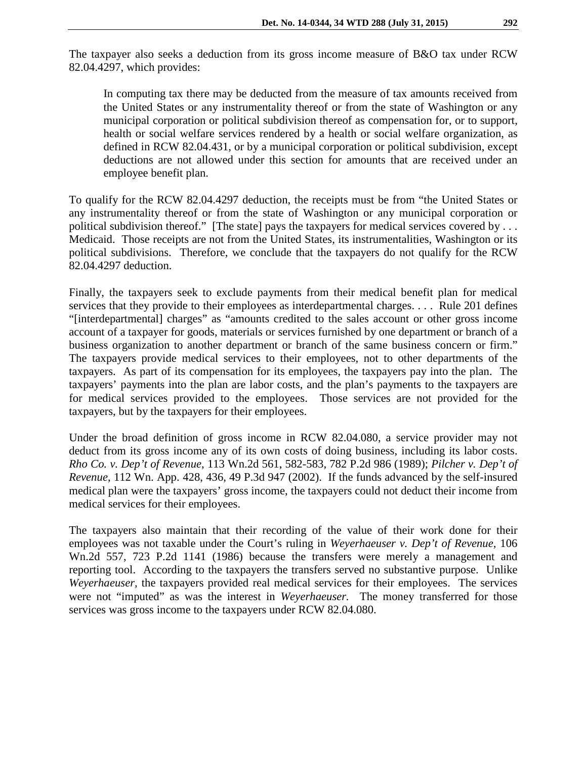The taxpayer also seeks a deduction from its gross income measure of B&O tax under RCW 82.04.4297, which provides:

> In computing tax there may be deducted from the measure of tax amounts received from the United States or any instrumentality thereof or from the state of Washington or any municipal corporation or political subdivision thereof as compensation for, or to support, health or social welfare services rendered by a health or social welfare organization, as defined in RCW 82.04.431, or by a municipal corporation or political subdivision, except deductions are not allowed under this section for amounts that are received under an employee benefit plan.

To qualify for the RCW 82.04.4297 deduction, the receipts must be from "the United States or any instrumentality thereof or from the state of Washington or any municipal corporation or political subdivision thereof." [The state] pays the taxpayers for medical services covered by . . . Medicaid. Those receipts are not from the United States, its instrumentalities, Washington or its political subdivisions. Therefore, we conclude that the taxpayers do not qualify for the RCW 82.04.4297 deduction.

Finally, the taxpayers seek to exclude payments from their medical benefit plan for medical services that they provide to their employees as interdepartmental charges. . . . Rule 201 defines "[interdepartmental] charges" as "amounts credited to the sales account or other gross income account of a taxpayer for goods, materials or services furnished by one department or branch of a business organization to another department or branch of the same business concern or firm." The taxpayers provide medical services to their employees, not to other departments of the taxpayers. As part of its compensation for its employees, the taxpayers pay into the plan. The taxpayers' payments into the plan are labor costs, and the plan's payments to the taxpayers are for medical services provided to the employees. Those services are not provided for the taxpayers, but by the taxpayers for their employees.

Under the broad definition of gross income in RCW 82.04.080, a service provider may not deduct from its gross income any of its own costs of doing business, including its labor costs. *Rho Co. v. Dep't of Revenue*, 113 Wn.2d 561, 582-583, 782 P.2d 986 (1989); *Pilcher v. Dep't of Revenue*, 112 Wn. App. 428, 436, 49 P.3d 947 (2002). If the funds advanced by the self-insured medical plan were the taxpayers' gross income, the taxpayers could not deduct their income from medical services for their employees.

The taxpayers also maintain that their recording of the value of their work done for their employees was not taxable under the Court's ruling in *Weyerhaeuser v. Dep't of Revenue*, 106 Wn.2d 557, 723 P.2d 1141 (1986) because the transfers were merely a management and reporting tool. According to the taxpayers the transfers served no substantive purpose. Unlike *Weyerhaeuser*, the taxpayers provided real medical services for their employees. The services were not "imputed" as was the interest in *Weyerhaeuser*. The money transferred for those services was gross income to the taxpayers under RCW 82.04.080.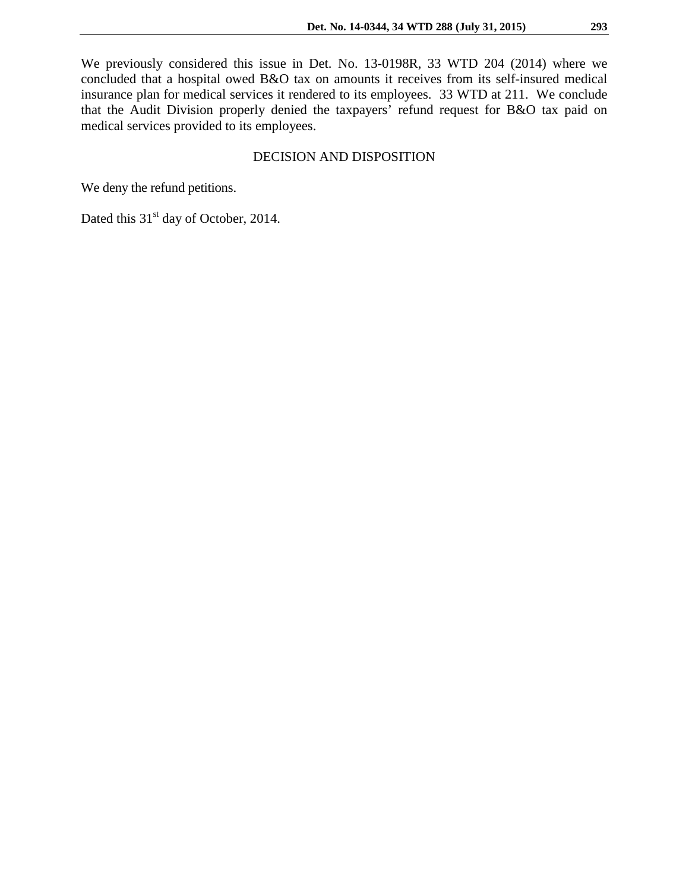We previously considered this issue in Det. No. 13-0198R, 33 WTD 204 (2014) where we concluded that a hospital owed B&O tax on amounts it receives from its self-insured medical insurance plan for medical services it rendered to its employees. 33 WTD at 211. We conclude that the Audit Division properly denied the taxpayers' refund request for B&O tax paid on medical services provided to its employees.

## DECISION AND DISPOSITION

We deny the refund petitions.

Dated this 31st day of October, 2014.